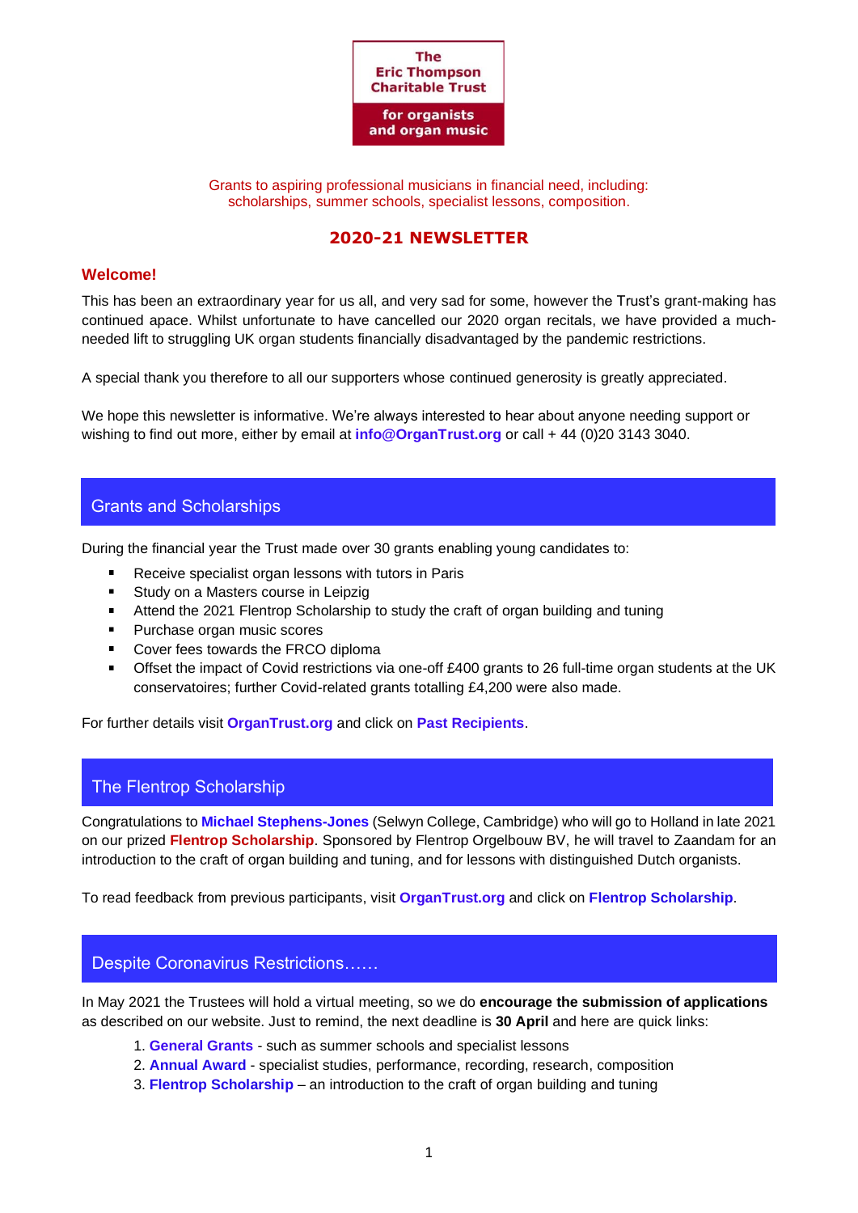**The Eric Thompson Charitable Trust**

**for organists and organ music**

Grants to aspiring professional musicians in financial need, including: scholarships, summer schools, specialist lessons, composition.

# 2020-21 NEWSLETTER

## Welcome!

This has been an extraordinary year for us all, and very sad for some, however the Trust's grant-making has continued apace. Whilst unfortunate to have cancelled our 2020 organ recitals, we have provided a much-needed lift to struggling UK organ students financially disadvantaged by the pandemic restrictions.

A special thank you therefore to all our supporters whose continued generosity is greatly appreciated.

We hope this newsletter is informative. We're always interested to hear about anyone needing support or wishing to find out more, either by email at **info@OrganTrust.org** or call + 44 (0)20 3143 3040.

## Grants and Scholarships

During the financial year the Trust made over 30 grants enabling young candidates to:

- Receive specialist organ lessons with tutors in Paris
- Study on a Masters course in Leipzig
- Attend the 2021 Flentrop Scholarship to study the craft of organ building and tuning
- Purchase organ music scores
- Cover fees towards the FRCO diploma
- Offset the impact of Covid restrictions via one-off £400 grants to 26 full-time organ students at the UK conservatoires; further Covid-related grants totalling £4,200 were also made.

For further details visit **OrganTrust.org** and click on **Past Recipients**.

## The Flentrop Scholarship

Congratulations to **Michael Stephens-Jones** (Selwyn College, Cambridge) who will go to Holland in late 2021 on our prized **Flentrop Scholarship**. Sponsored by Flentrop Orgelbouw BV, he will travel to Zaandam for an introduction to the craft of organ building and tuning, and for lessons with distinguished Dutch organists.

To read feedback from previous participants, visit **OrganTrust.org** and click on **Flentrop Scholarship**.

## Despite Coronavirus Restrictions……

In May 2021 the Trustees will hold a virtual meeting, so we do **encourage the submission of applications** as described on our website. Just to remind, the next deadline is **30 April** and here are quick links:

1. **General Grants** - such as summer schools and specialist lessons
2. **Annual Award** - specialist studies, performance, recording, research, composition
3. **Flentrop Scholarship** – an introduction to the craft of organ building and tuning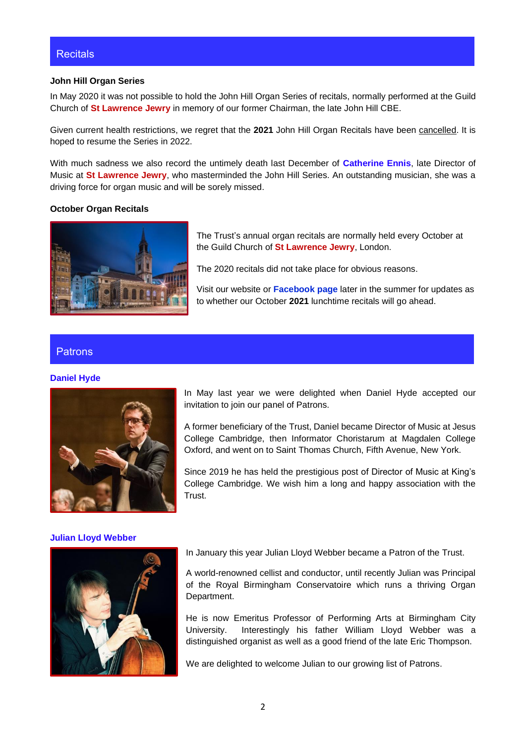## Recitals

**John Hill Organ Series**

In May 2020 it was not possible to hold the John Hill Organ Series of recitals, normally performed at the Guild Church of **St Lawrence Jewry** in memory of our former Chairman, the late John Hill CBE.

Given current health restrictions, we regret that the **2021** John Hill Organ Recitals have been cancelled. It is hoped to resume the Series in 2022.

With much sadness we also record the untimely death last December of **Catherine Ennis**, late Director of Music at **St Lawrence Jewry**, who masterminded the John Hill Series. An outstanding musician, she was a driving force for organ music and will be sorely missed.

**October Organ Recitals**

The Trust's annual organ recitals are normally held every October at the Guild Church of **St Lawrence Jewry**, London.

The 2020 recitals did not take place for obvious reasons.

Visit our website or **Facebook page** later in the summer for updates as to whether our October **2021** lunchtime recitals will go ahead.

## Patrons

### Daniel Hyde

In May last year we were delighted when Daniel Hyde accepted our invitation to join our panel of Patrons.

A former beneficiary of the Trust, Daniel became Director of Music at Jesus College Cambridge, then Informator Choristarum at Magdalen College Oxford, and went on to Saint Thomas Church, Fifth Avenue, New York.

Since 2019 he has held the prestigious post of Director of Music at King's College Cambridge. We wish him a long and happy association with the Trust.

### Julian Lloyd Webber

In January this year Julian Lloyd Webber became a Patron of the Trust.

A world-renowned cellist and conductor, until recently Julian was Principal of the Royal Birmingham Conservatoire which runs a thriving Organ Department.

He is now Emeritus Professor of Performing Arts at Birmingham City University. Interestingly his father William Lloyd Webber was a distinguished organist as well as a good friend of the late Eric Thompson.

We are delighted to welcome Julian to our growing list of Patrons.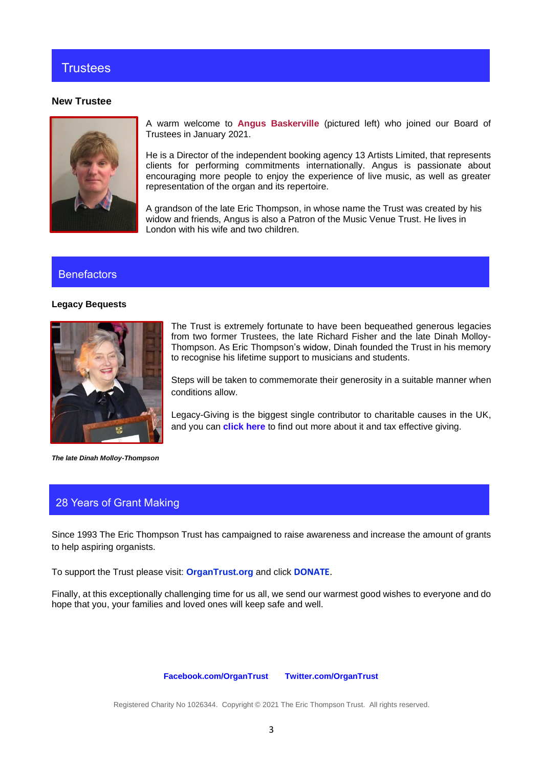## Trustees

### New Trustee

A warm welcome to **Angus Baskerville** (pictured left) who joined our Board of Trustees in January 2021.

He is a Director of the independent booking agency 13 Artists Limited, that represents clients for performing commitments internationally. Angus is passionate about encouraging more people to enjoy the experience of live music, as well as greater representation of the organ and its repertoire.

A grandson of the late Eric Thompson, in whose name the Trust was created by his widow and friends, Angus is also a Patron of the Music Venue Trust. He lives in London with his wife and two children.

## Benefactors

### Legacy Bequests

The Trust is extremely fortunate to have been bequeathed generous legacies from two former Trustees, the late Richard Fisher and the late Dinah Molloy-Thompson. As Eric Thompson's widow, Dinah founded the Trust in his memory to recognise his lifetime support to musicians and students.

Steps will be taken to commemorate their generosity in a suitable manner when conditions allow.

Legacy-Giving is the biggest single contributor to charitable causes in the UK, and you can **click here** to find out more about it and tax effective giving.

***The late Dinah Molloy-Thompson***

## 28 Years of Grant Making

Since 1993 The Eric Thompson Trust has campaigned to raise awareness and increase the amount of grants to help aspiring organists.

To support the Trust please visit: **OrganTrust.org** and click **DONATE**.

Finally, at this exceptionally challenging time for us all, we send our warmest good wishes to everyone and do hope that you, your families and loved ones will keep safe and well.

**Facebook.com/OrganTrust** **Twitter.com/OrganTrust**

Registered Charity No 1026344. Copyright © 2021 The Eric Thompson Trust. All rights reserved.